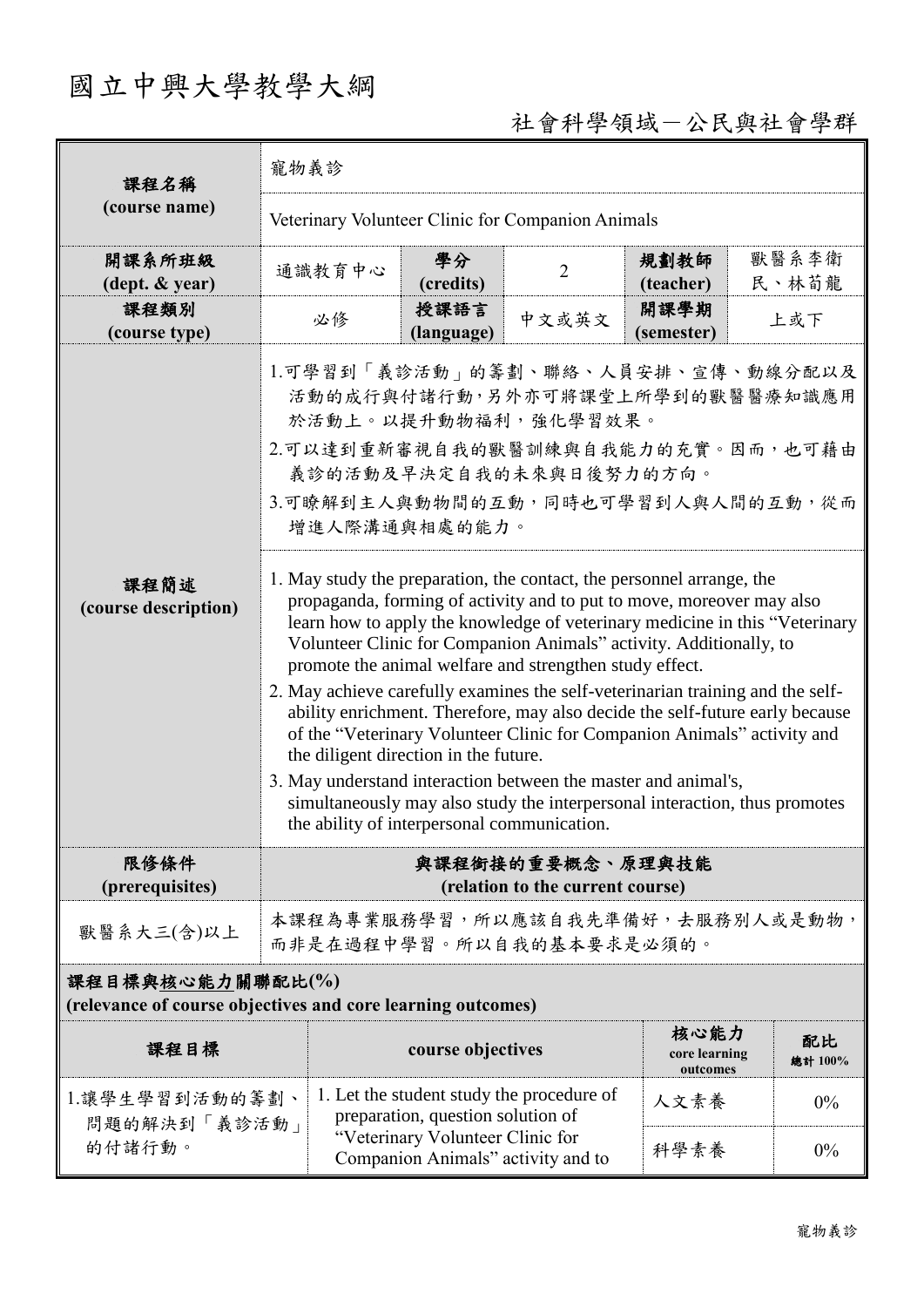# 國立中興大學教學大綱

社會科學領域－公民與社會學群

| | | | | | | |
|---|---|---|---|---|---|---|
| 課程名稱 (course name) | 寵物義診 | | | | | |
| | Veterinary Volunteer Clinic for Companion Animals | | | | | |
| 開課系所班級 (dept. & year) | 通識教育中心 | 學分 (credits) | 2 | 規劃教師 (teacher) | 獸醫系李衛民、林荀龍 | |
| 課程類別 (course type) | 必修 | 授課語言 (language) | 中文或英文 | 開課學期 (semester) | 上或下 | |
| 課程簡述 (course description) | 1.可學習到「義診活動」的籌劃、聯絡、人員安排、宣傳、動線分配以及活動的成行與付諸行動，另外亦可將課堂上所學到的獸醫醫療知識應用於活動上。以提升動物福利，強化學習效果。<br>2.可以達到重新審視自我的獸醫訓練與自我能力的充實。因而，也可藉由義診的活動及早決定自我的未來與日後努力的方向。<br>3.可瞭解到主人與動物間的互動，同時也可學習到人與人間的互動，從而增進人際溝通與相處的能力。 | | | | | |
| | 1. May study the preparation, the contact, the personnel arrange, the propaganda, forming of activity and to put to move, moreover may also learn how to apply the knowledge of veterinary medicine in this "Veterinary Volunteer Clinic for Companion Animals" activity. Additionally, to promote the animal welfare and strengthen study effect.<br>2. May achieve carefully examines the self-veterinarian training and the self-ability enrichment. Therefore, may also decide the self-future early because of the "Veterinary Volunteer Clinic for Companion Animals" activity and the diligent direction in the future.<br>3. May understand interaction between the master and animal's, simultaneously may also study the interpersonal interaction, thus promotes the ability of interpersonal communication. | | | | | |
| 限修條件 (prerequisites) | 與課程銜接的重要概念、原理與技能 (relation to the current course) | | | | | |
| 獸醫系大三(含)以上 | 本課程為專業服務學習，所以應該自我先準備好，去服務別人或是動物，而非是在過程中學習。所以自我的基本要求是必須的。 | | | | | |

## 課程目標與核心能力關聯配比(%) (relevance of course objectives and core learning outcomes)

| 課程目標 | course objectives | 核心能力 core learning outcomes | 配比 總計100% |
|---|---|---|---|
| 1.讓學生學習到活動的籌劃、問題的解決到「義診活動」的付諸行動。 | 1. Let the student study the procedure of preparation, question solution of "Veterinary Volunteer Clinic for Companion Animals" activity and to | 人文素養 | 0% |
| | | 科學素養 | 0% |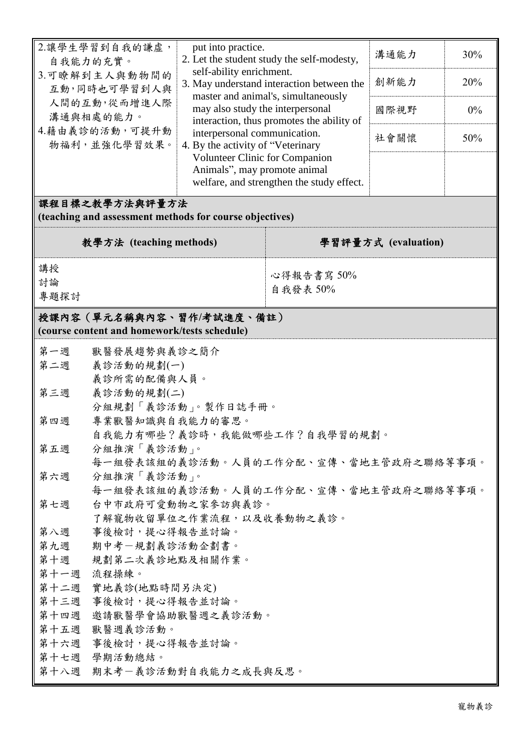| | | | |
|---|---|---|---|
| 2.讓學生學習到自我的謙虛，自我能力的充實。<br>3.可瞭解到主人與動物間的互動，同時也可學習到人與人間的互動，從而增進人際溝通與相處的能力。<br>4.藉由義診的活動，可提升動物福利，並強化學習效果。 | put into practice.<br>2. Let the student study the self-modesty, self-ability enrichment.<br>3. May understand interaction between the master and animal's, simultaneously may also study the interpersonal interaction, thus promotes the ability of interpersonal communication.<br>4. By the activity of "Veterinary Volunteer Clinic for Companion Animals", may promote animal welfare, and strengthen the study effect. | 溝通能力<br>創新能力<br>國際視野<br>社會關懷 | 30%<br>20%<br>0%<br>50% |

**課程目標之教學方法與評量方法**
**(teaching and assessment methods for course objectives)**

| 教學方法 (teaching methods) | 學習評量方式 (evaluation) |
|---|---|
| 講授<br>討論<br>專題探討 | 心得報告書寫 50%<br>自我發表 50% |

**授課內容（單元名稱與內容、習作/考試進度、備註）**
**(course content and homework/tests schedule)**

第一週　獸醫發展趨勢與義診之簡介
第二週　義診活動的規劃(一)
　　　　義診所需的配備與人員。
第三週　義診活動的規劃(二)
　　　　分組規劃「義診活動」。製作日誌手冊。
第四週　專業獸醫知識與自我能力的審思。
　　　　自我能力有哪些？義診時，我能做哪些工作？自我學習的規劃。
第五週　分組推演「義診活動」。
　　　　每一組發表該組的義診活動。人員的工作分配、宣傳、當地主管政府之聯絡等事項。
第六週　分組推演「義診活動」。
　　　　每一組發表該組的義診活動。人員的工作分配、宣傳、當地主管政府之聯絡等事項。
第七週　台中市政府可愛動物之家參訪與義診。
　　　　了解寵物收留單位之作業流程，以及收養動物之義診。
第八週　事後檢討，提心得報告並討論。
第九週　期中考－規劃義診活動企劃書。
第十週　規劃第二次義診地點及相關作業。
第十一週　流程操練。
第十二週　實地義診(地點時間另決定)
第十三週　事後檢討，提心得報告並討論。
第十四週　邀請獸醫學會協助獸醫週之義診活動。
第十五週　獸醫週義診活動。
第十六週　事後檢討，提心得報告並討論。
第十七週　學期活動總結。
第十八週　期末考－義診活動對自我能力之成長與反思。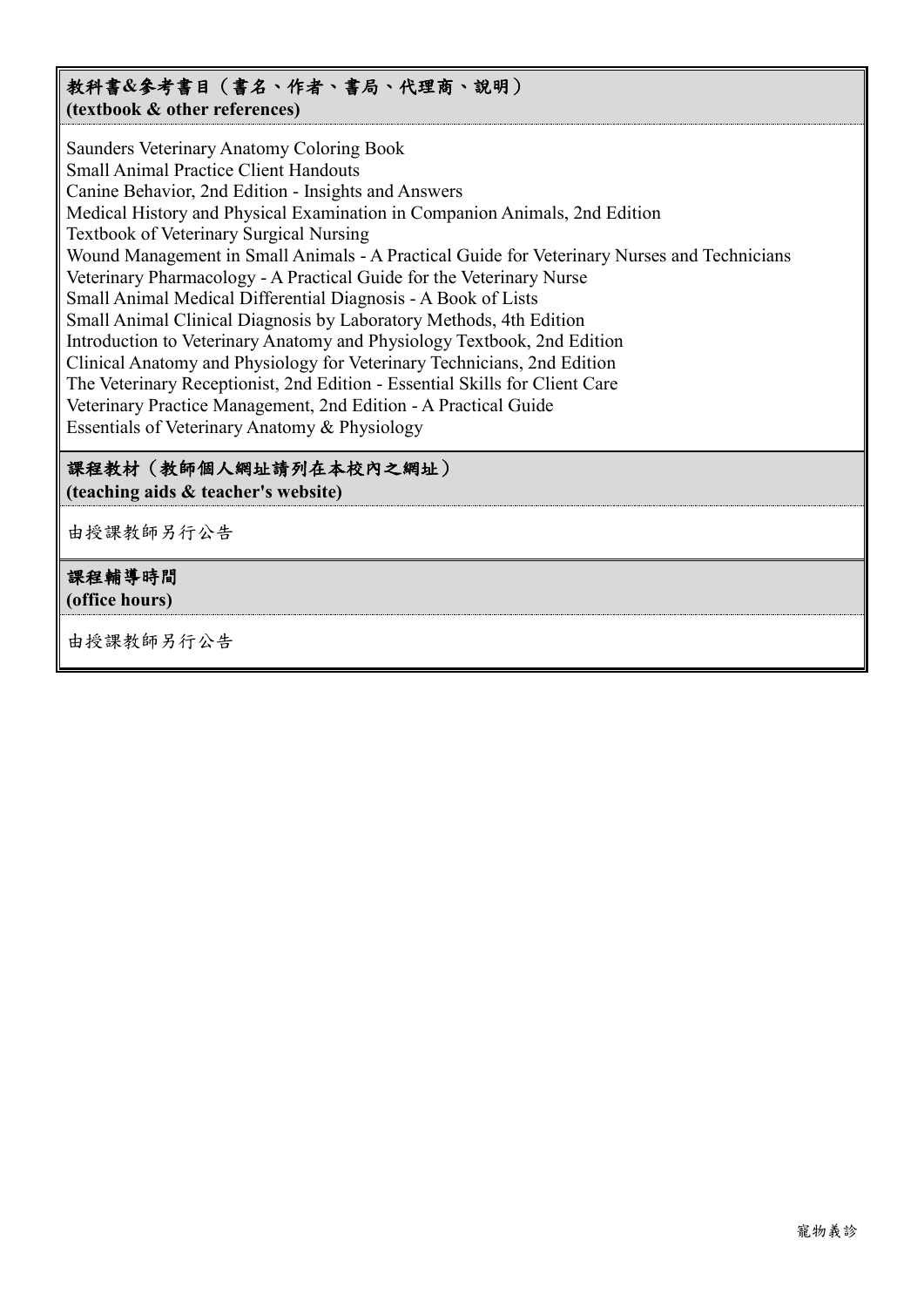## 教科書&參考書目（書名、作者、書局、代理商、說明）
**(textbook & other references)**

Saunders Veterinary Anatomy Coloring Book
Small Animal Practice Client Handouts
Canine Behavior, 2nd Edition - Insights and Answers
Medical History and Physical Examination in Companion Animals, 2nd Edition
Textbook of Veterinary Surgical Nursing
Wound Management in Small Animals - A Practical Guide for Veterinary Nurses and Technicians
Veterinary Pharmacology - A Practical Guide for the Veterinary Nurse
Small Animal Medical Differential Diagnosis - A Book of Lists
Small Animal Clinical Diagnosis by Laboratory Methods, 4th Edition
Introduction to Veterinary Anatomy and Physiology Textbook, 2nd Edition
Clinical Anatomy and Physiology for Veterinary Technicians, 2nd Edition
The Veterinary Receptionist, 2nd Edition - Essential Skills for Client Care
Veterinary Practice Management, 2nd Edition - A Practical Guide
Essentials of Veterinary Anatomy & Physiology

## 課程教材（教師個人網址請列在本校內之網址）
**(teaching aids & teacher's website)**

由授課教師另行公告

## 課程輔導時間
**(office hours)**

由授課教師另行公告

寵物義診